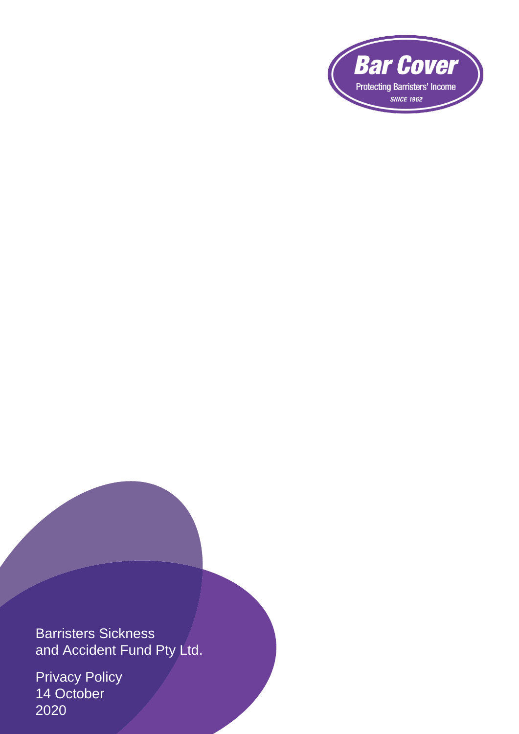Bar Cover

Protecting Barristers' Income

*SINCE 1962*

# Barristers Sickness and Accident Fund Pty Ltd.

## Privacy Policy

14 October 2020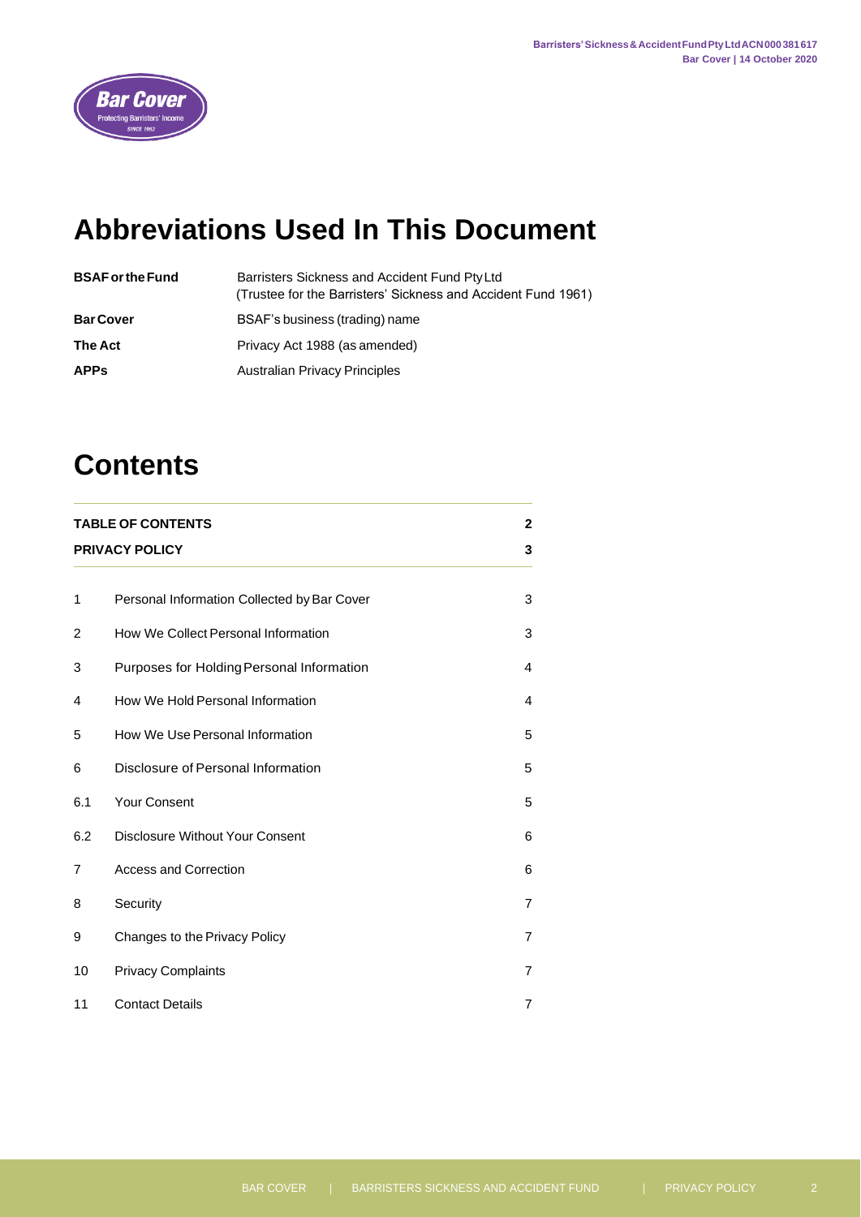# Abbreviations Used In This Document

| | |
|---|---|
| **BSAF or the Fund** | Barristers Sickness and Accident Fund Pty Ltd (Trustee for the Barristers' Sickness and Accident Fund 1961) |
| **Bar Cover** | BSAF's business (trading) name |
| **The Act** | Privacy Act 1988 (as amended) |
| **APPs** | Australian Privacy Principles |

# Contents

| | | |
|---|---|---|
| **TABLE OF CONTENTS** | | **2** |
| **PRIVACY POLICY** | | **3** |
| 1 | Personal Information Collected by Bar Cover | 3 |
| 2 | How We Collect Personal Information | 3 |
| 3 | Purposes for Holding Personal Information | 4 |
| 4 | How We Hold Personal Information | 4 |
| 5 | How We Use Personal Information | 5 |
| 6 | Disclosure of Personal Information | 5 |
| 6.1 | Your Consent | 5 |
| 6.2 | Disclosure Without Your Consent | 6 |
| 7 | Access and Correction | 6 |
| 8 | Security | 7 |
| 9 | Changes to the Privacy Policy | 7 |
| 10 | Privacy Complaints | 7 |
| 11 | Contact Details | 7 |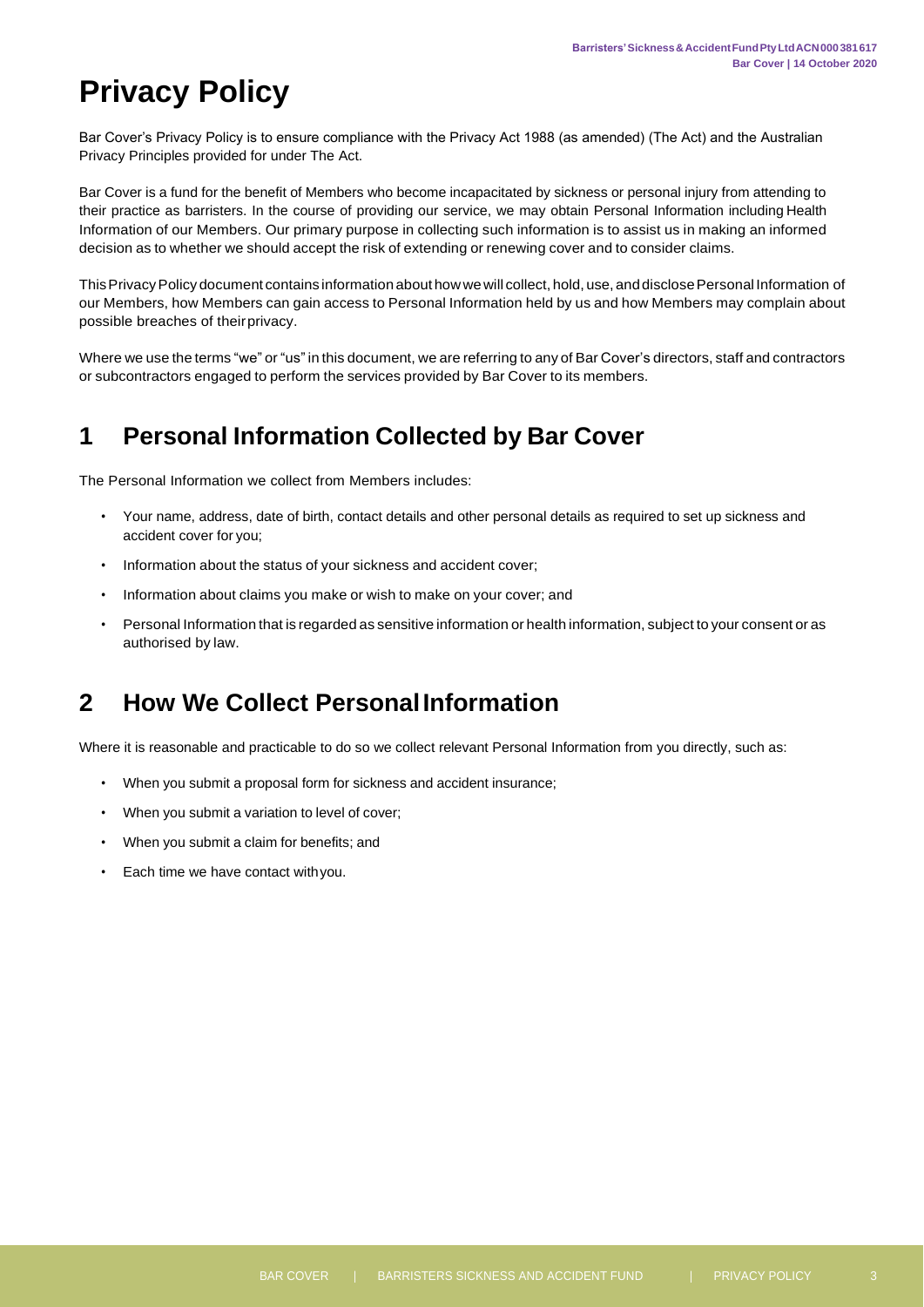# Privacy Policy

Bar Cover's Privacy Policy is to ensure compliance with the Privacy Act 1988 (as amended) (The Act) and the Australian Privacy Principles provided for under The Act.

Bar Cover is a fund for the benefit of Members who become incapacitated by sickness or personal injury from attending to their practice as barristers. In the course of providing our service, we may obtain Personal Information including Health Information of our Members. Our primary purpose in collecting such information is to assist us in making an informed decision as to whether we should accept the risk of extending or renewing cover and to consider claims.

This Privacy Policy document contains information about how we will collect, hold, use, and disclose Personal Information of our Members, how Members can gain access to Personal Information held by us and how Members may complain about possible breaches of their privacy.

Where we use the terms "we" or "us" in this document, we are referring to any of Bar Cover's directors, staff and contractors or subcontractors engaged to perform the services provided by Bar Cover to its members.

## 1 Personal Information Collected by Bar Cover

The Personal Information we collect from Members includes:

- Your name, address, date of birth, contact details and other personal details as required to set up sickness and accident cover for you;
- Information about the status of your sickness and accident cover;
- Information about claims you make or wish to make on your cover; and
- Personal Information that is regarded as sensitive information or health information, subject to your consent or as authorised by law.

## 2 How We Collect Personal Information

Where it is reasonable and practicable to do so we collect relevant Personal Information from you directly, such as:

- When you submit a proposal form for sickness and accident insurance;
- When you submit a variation to level of cover;
- When you submit a claim for benefits; and
- Each time we have contact with you.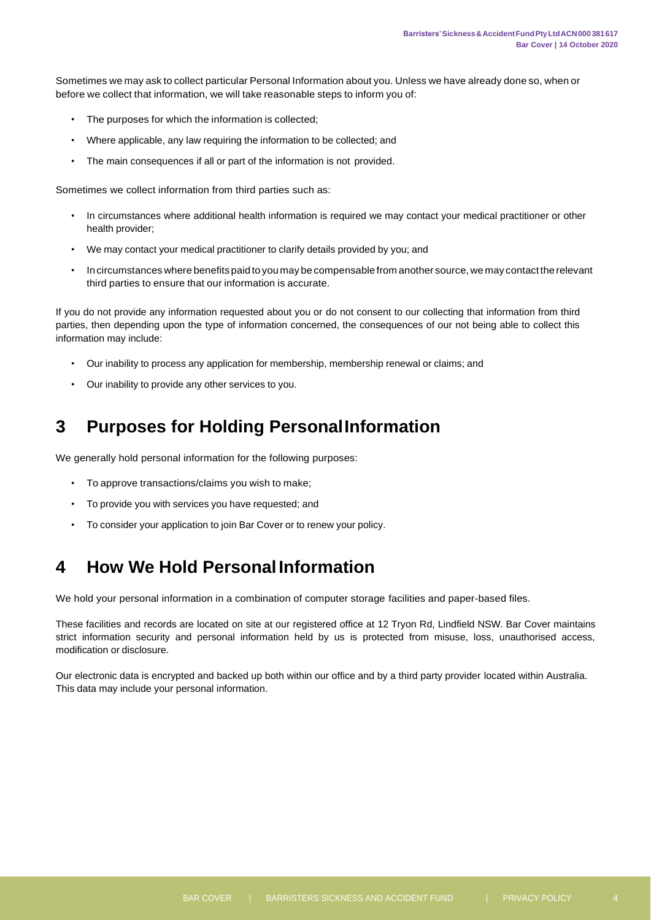Sometimes we may ask to collect particular Personal Information about you. Unless we have already done so, when or before we collect that information, we will take reasonable steps to inform you of:

- The purposes for which the information is collected;
- Where applicable, any law requiring the information to be collected; and
- The main consequences if all or part of the information is not provided.

Sometimes we collect information from third parties such as:

- In circumstances where additional health information is required we may contact your medical practitioner or other health provider;
- We may contact your medical practitioner to clarify details provided by you; and
- In circumstances where benefits paid to you may be compensable from another source, we may contact the relevant third parties to ensure that our information is accurate.

If you do not provide any information requested about you or do not consent to our collecting that information from third parties, then depending upon the type of information concerned, the consequences of our not being able to collect this information may include:

- Our inability to process any application for membership, membership renewal or claims; and
- Our inability to provide any other services to you.

# 3 Purposes for Holding Personal Information

We generally hold personal information for the following purposes:

- To approve transactions/claims you wish to make;
- To provide you with services you have requested; and
- To consider your application to join Bar Cover or to renew your policy.

# 4 How We Hold Personal Information

We hold your personal information in a combination of computer storage facilities and paper-based files.

These facilities and records are located on site at our registered office at 12 Tryon Rd, Lindfield NSW. Bar Cover maintains strict information security and personal information held by us is protected from misuse, loss, unauthorised access, modification or disclosure.

Our electronic data is encrypted and backed up both within our office and by a third party provider located within Australia. This data may include your personal information.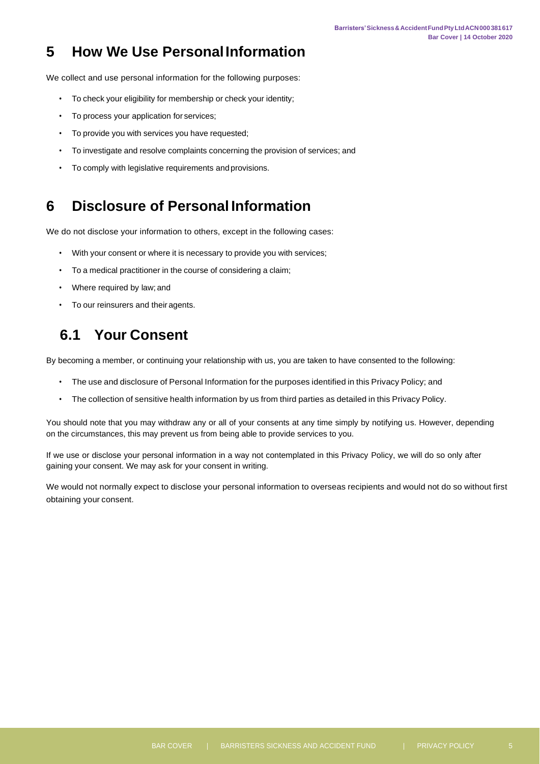## 5 How We Use Personal Information

We collect and use personal information for the following purposes:

- To check your eligibility for membership or check your identity;
- To process your application for services;
- To provide you with services you have requested;
- To investigate and resolve complaints concerning the provision of services; and
- To comply with legislative requirements and provisions.

## 6 Disclosure of Personal Information

We do not disclose your information to others, except in the following cases:

- With your consent or where it is necessary to provide you with services;
- To a medical practitioner in the course of considering a claim;
- Where required by law; and
- To our reinsurers and their agents.

### 6.1 Your Consent

By becoming a member, or continuing your relationship with us, you are taken to have consented to the following:

- The use and disclosure of Personal Information for the purposes identified in this Privacy Policy; and
- The collection of sensitive health information by us from third parties as detailed in this Privacy Policy.

You should note that you may withdraw any or all of your consents at any time simply by notifying us. However, depending on the circumstances, this may prevent us from being able to provide services to you.

If we use or disclose your personal information in a way not contemplated in this Privacy Policy, we will do so only after gaining your consent. We may ask for your consent in writing.

We would not normally expect to disclose your personal information to overseas recipients and would not do so without first obtaining your consent.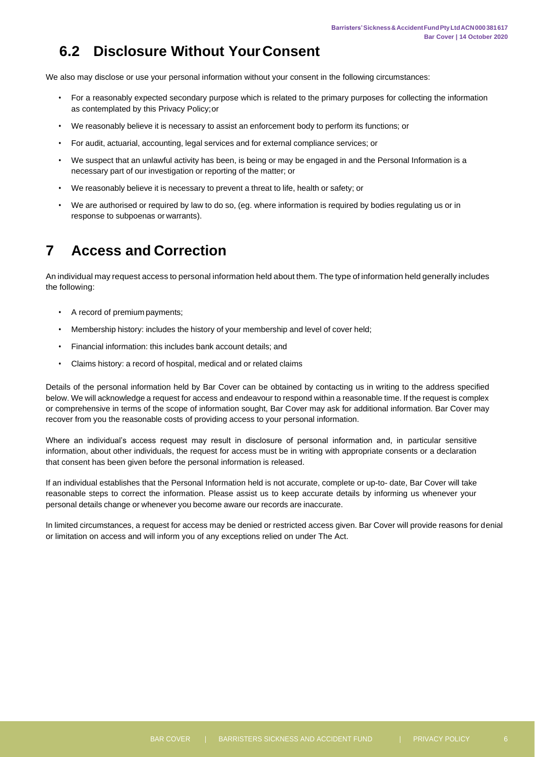## 6.2 Disclosure Without Your Consent

We also may disclose or use your personal information without your consent in the following circumstances:

- For a reasonably expected secondary purpose which is related to the primary purposes for collecting the information as contemplated by this Privacy Policy; or
- We reasonably believe it is necessary to assist an enforcement body to perform its functions; or
- For audit, actuarial, accounting, legal services and for external compliance services; or
- We suspect that an unlawful activity has been, is being or may be engaged in and the Personal Information is a necessary part of our investigation or reporting of the matter; or
- We reasonably believe it is necessary to prevent a threat to life, health or safety; or
- We are authorised or required by law to do so, (eg. where information is required by bodies regulating us or in response to subpoenas or warrants).

# 7 Access and Correction

An individual may request access to personal information held about them. The type of information held generally includes the following:

- A record of premium payments;
- Membership history: includes the history of your membership and level of cover held;
- Financial information: this includes bank account details; and
- Claims history: a record of hospital, medical and or related claims

Details of the personal information held by Bar Cover can be obtained by contacting us in writing to the address specified below. We will acknowledge a request for access and endeavour to respond within a reasonable time. If the request is complex or comprehensive in terms of the scope of information sought, Bar Cover may ask for additional information. Bar Cover may recover from you the reasonable costs of providing access to your personal information.

Where an individual's access request may result in disclosure of personal information and, in particular sensitive information, about other individuals, the request for access must be in writing with appropriate consents or a declaration that consent has been given before the personal information is released.

If an individual establishes that the Personal Information held is not accurate, complete or up-to- date, Bar Cover will take reasonable steps to correct the information. Please assist us to keep accurate details by informing us whenever your personal details change or whenever you become aware our records are inaccurate.

In limited circumstances, a request for access may be denied or restricted access given. Bar Cover will provide reasons for denial or limitation on access and will inform you of any exceptions relied on under The Act.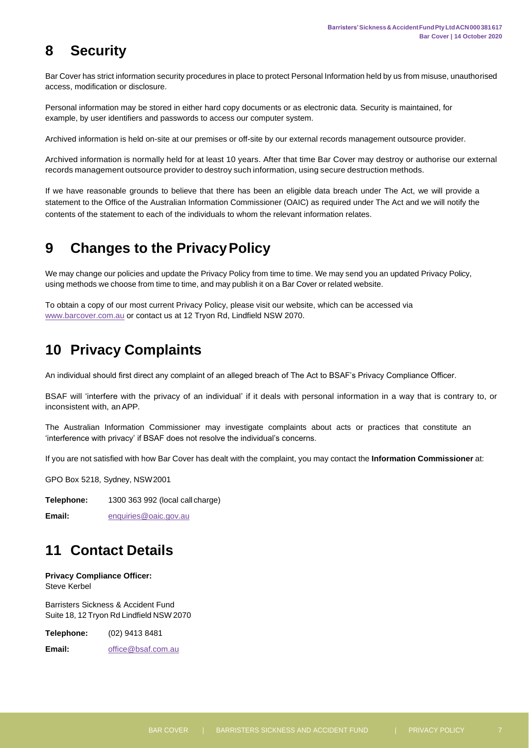## 8 Security

Bar Cover has strict information security procedures in place to protect Personal Information held by us from misuse, unauthorised access, modification or disclosure.

Personal information may be stored in either hard copy documents or as electronic data. Security is maintained, for example, by user identifiers and passwords to access our computer system.

Archived information is held on-site at our premises or off-site by our external records management outsource provider.

Archived information is normally held for at least 10 years. After that time Bar Cover may destroy or authorise our external records management outsource provider to destroy such information, using secure destruction methods.

If we have reasonable grounds to believe that there has been an eligible data breach under The Act, we will provide a statement to the Office of the Australian Information Commissioner (OAIC) as required under The Act and we will notify the contents of the statement to each of the individuals to whom the relevant information relates.

## 9 Changes to the Privacy Policy

We may change our policies and update the Privacy Policy from time to time. We may send you an updated Privacy Policy, using methods we choose from time to time, and may publish it on a Bar Cover or related website.

To obtain a copy of our most current Privacy Policy, please visit our website, which can be accessed via www.barcover.com.au or contact us at 12 Tryon Rd, Lindfield NSW 2070.

## 10 Privacy Complaints

An individual should first direct any complaint of an alleged breach of The Act to BSAF's Privacy Compliance Officer.

BSAF will 'interfere with the privacy of an individual' if it deals with personal information in a way that is contrary to, or inconsistent with, an APP.

The Australian Information Commissioner may investigate complaints about acts or practices that constitute an 'interference with privacy' if BSAF does not resolve the individual's concerns.

If you are not satisfied with how Bar Cover has dealt with the complaint, you may contact the **Information Commissioner** at:

GPO Box 5218, Sydney, NSW 2001

**Telephone:** 1300 363 992 (local call charge)

**Email:** enquiries@oaic.gov.au

## 11 Contact Details

**Privacy Compliance Officer:**
Steve Kerbel

Barristers Sickness & Accident Fund
Suite 18, 12 Tryon Rd Lindfield NSW 2070

**Telephone:** (02) 9413 8481

**Email:** office@bsaf.com.au